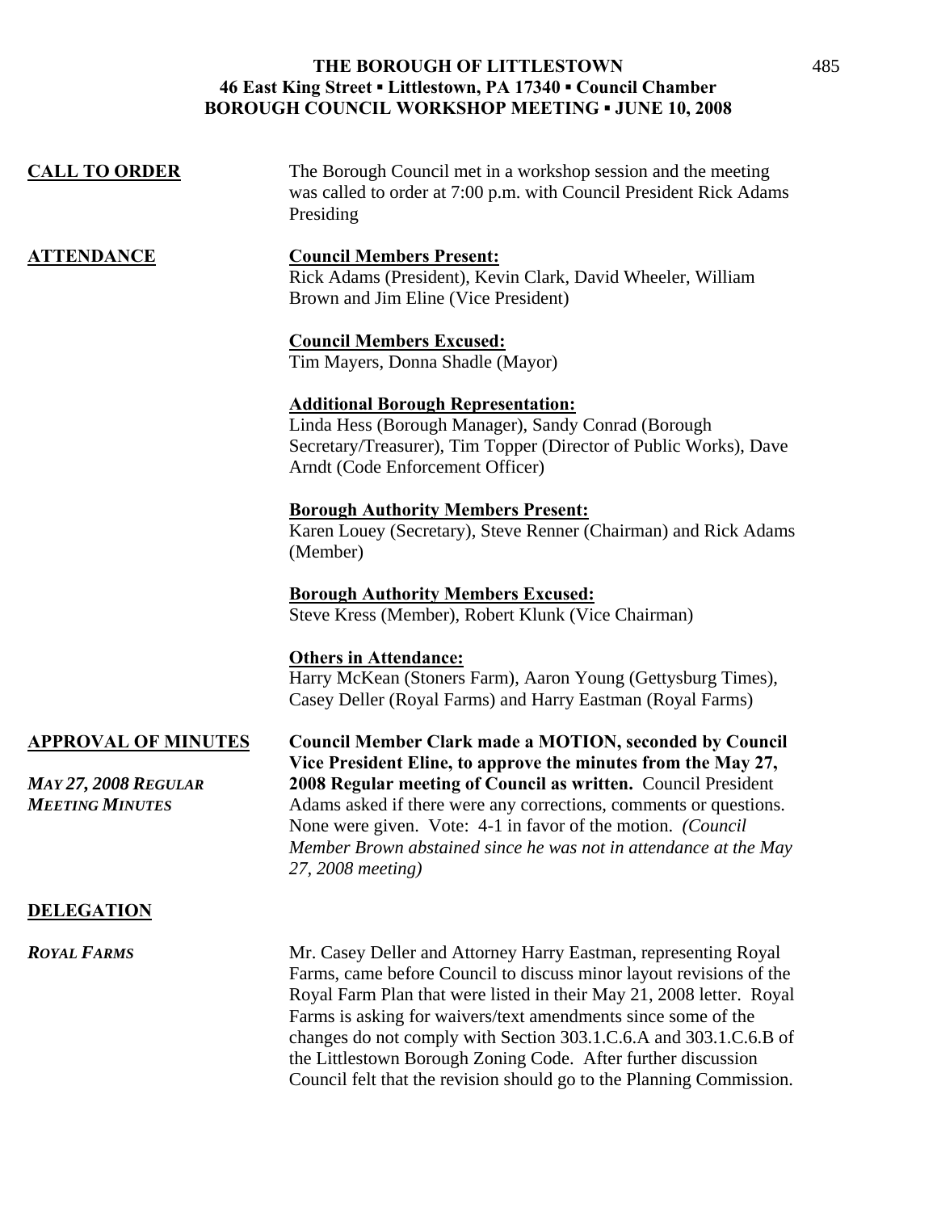# THE BOROUGH OF LITTLESTOWN
## 46 East King Street ▪ Littlestown, PA 17340 ▪ Council Chamber
## BOROUGH COUNCIL WORKSHOP MEETING ▪ JUNE 10, 2008

**CALL TO ORDER**

The Borough Council met in a workshop session and the meeting was called to order at 7:00 p.m. with Council President Rick Adams Presiding

**ATTENDANCE**

**Council Members Present:**
Rick Adams (President), Kevin Clark, David Wheeler, William Brown and Jim Eline (Vice President)

**Council Members Excused:**
Tim Mayers, Donna Shadle (Mayor)

**Additional Borough Representation:**
Linda Hess (Borough Manager), Sandy Conrad (Borough Secretary/Treasurer), Tim Topper (Director of Public Works), Dave Arndt (Code Enforcement Officer)

**Borough Authority Members Present:**
Karen Louey (Secretary), Steve Renner (Chairman) and Rick Adams (Member)

**Borough Authority Members Excused:**
Steve Kress (Member), Robert Klunk (Vice Chairman)

**Others in Attendance:**
Harry McKean (Stoners Farm), Aaron Young (Gettysburg Times), Casey Deller (Royal Farms) and Harry Eastman (Royal Farms)

**APPROVAL OF MINUTES**

***MAY 27, 2008 REGULAR MEETING MINUTES***

**Council Member Clark made a MOTION, seconded by Council Vice President Eline, to approve the minutes from the May 27, 2008 Regular meeting of Council as written.** Council President Adams asked if there were any corrections, comments or questions. None were given. Vote: 4-1 in favor of the motion. *(Council Member Brown abstained since he was not in attendance at the May 27, 2008 meeting)*

**DELEGATION**

***ROYAL FARMS***

Mr. Casey Deller and Attorney Harry Eastman, representing Royal Farms, came before Council to discuss minor layout revisions of the Royal Farm Plan that were listed in their May 21, 2008 letter. Royal Farms is asking for waivers/text amendments since some of the changes do not comply with Section 303.1.C.6.A and 303.1.C.6.B of the Littlestown Borough Zoning Code. After further discussion Council felt that the revision should go to the Planning Commission.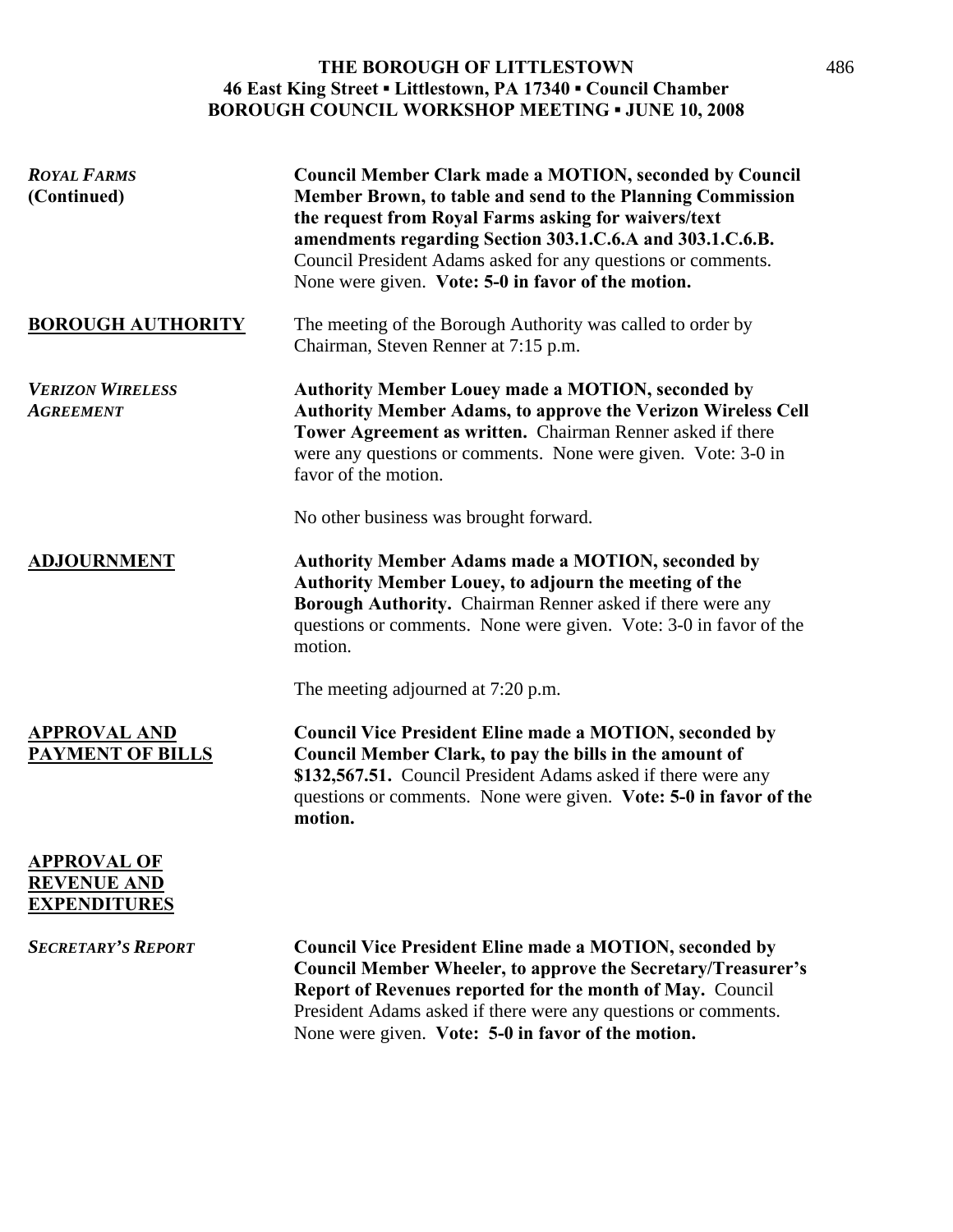**ROYAL FARMS (Continued)**

**Council Member Clark made a MOTION, seconded by Council Member Brown, to table and send to the Planning Commission the request from Royal Farms asking for waivers/text amendments regarding Section 303.1.C.6.A and 303.1.C.6.B.** Council President Adams asked for any questions or comments. None were given. **Vote: 5-0 in favor of the motion.**

**BOROUGH AUTHORITY**

The meeting of the Borough Authority was called to order by Chairman, Steven Renner at 7:15 p.m.

***VERIZON WIRELESS AGREEMENT***

**Authority Member Louey made a MOTION, seconded by Authority Member Adams, to approve the Verizon Wireless Cell Tower Agreement as written.** Chairman Renner asked if there were any questions or comments. None were given. Vote: 3-0 in favor of the motion.

No other business was brought forward.

**ADJOURNMENT**

**Authority Member Adams made a MOTION, seconded by Authority Member Louey, to adjourn the meeting of the Borough Authority.** Chairman Renner asked if there were any questions or comments. None were given. Vote: 3-0 in favor of the motion.

The meeting adjourned at 7:20 p.m.

**APPROVAL AND PAYMENT OF BILLS**

**Council Vice President Eline made a MOTION, seconded by Council Member Clark, to pay the bills in the amount of $132,567.51.** Council President Adams asked if there were any questions or comments. None were given. **Vote: 5-0 in favor of the motion.**

**APPROVAL OF REVENUE AND EXPENDITURES**

***SECRETARY'S REPORT***

**Council Vice President Eline made a MOTION, seconded by Council Member Wheeler, to approve the Secretary/Treasurer's Report of Revenues reported for the month of May.** Council President Adams asked if there were any questions or comments. None were given. **Vote: 5-0 in favor of the motion.**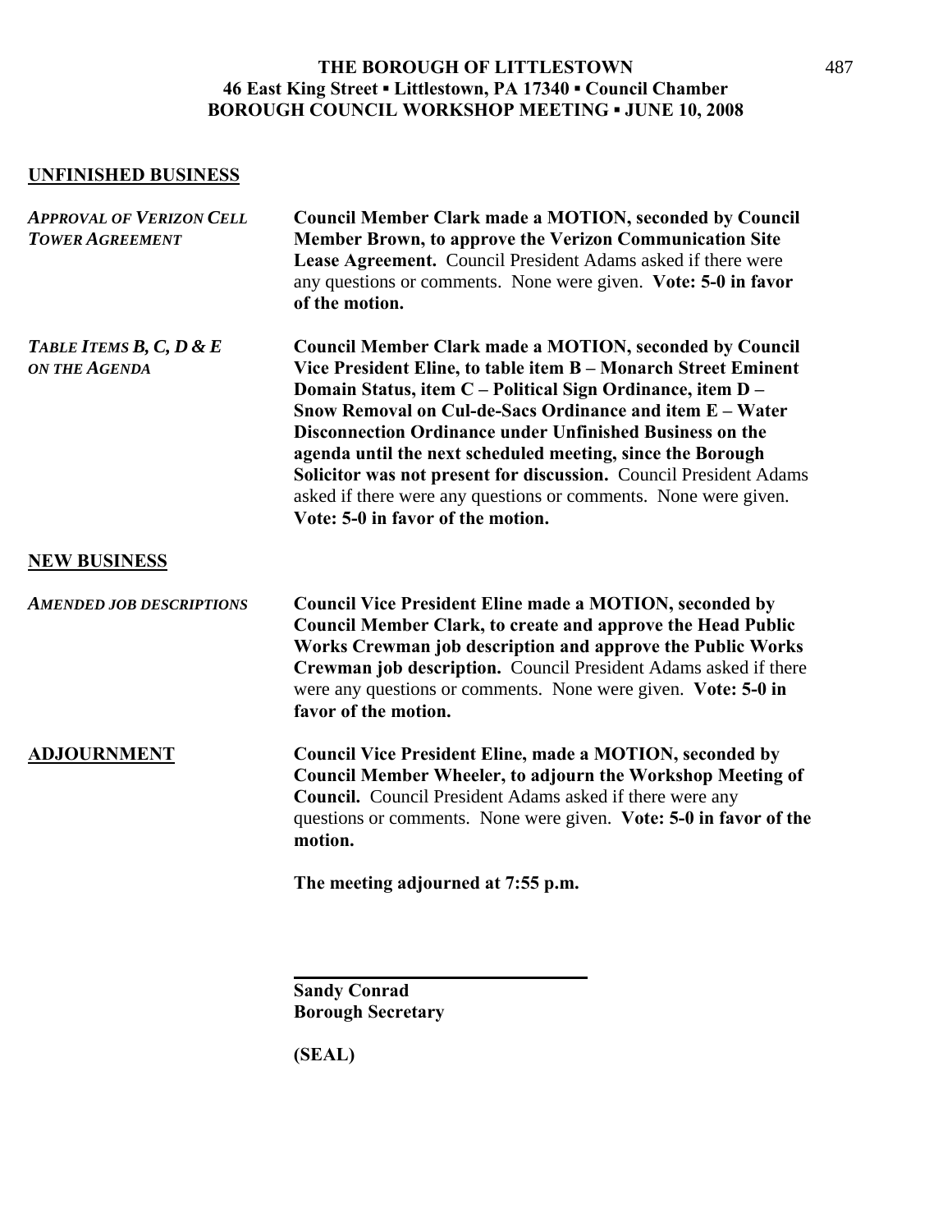**THE BOROUGH OF LITTLESTOWN**
**46 East King Street ▪ Littlestown, PA 17340 ▪ Council Chamber**
**BOROUGH COUNCIL WORKSHOP MEETING ▪ JUNE 10, 2008**

## UNFINISHED BUSINESS

***APPROVAL OF VERIZON CELL TOWER AGREEMENT***

**Council Member Clark made a MOTION, seconded by Council Member Brown, to approve the Verizon Communication Site Lease Agreement.** Council President Adams asked if there were any questions or comments. None were given. **Vote: 5-0 in favor of the motion.**

***TABLE ITEMS B, C, D & E ON THE AGENDA***

**Council Member Clark made a MOTION, seconded by Council Vice President Eline, to table item B – Monarch Street Eminent Domain Status, item C – Political Sign Ordinance, item D – Snow Removal on Cul-de-Sacs Ordinance and item E – Water Disconnection Ordinance under Unfinished Business on the agenda until the next scheduled meeting, since the Borough Solicitor was not present for discussion.** Council President Adams asked if there were any questions or comments. None were given. **Vote: 5-0 in favor of the motion.**

## NEW BUSINESS

***AMENDED JOB DESCRIPTIONS***

**Council Vice President Eline made a MOTION, seconded by Council Member Clark, to create and approve the Head Public Works Crewman job description and approve the Public Works Crewman job description.** Council President Adams asked if there were any questions or comments. None were given. **Vote: 5-0 in favor of the motion.**

## ADJOURNMENT

**Council Vice President Eline, made a MOTION, seconded by Council Member Wheeler, to adjourn the Workshop Meeting of Council.** Council President Adams asked if there were any questions or comments. None were given. **Vote: 5-0 in favor of the motion.**

**The meeting adjourned at 7:55 p.m.**

**Sandy Conrad**
**Borough Secretary**

**(SEAL)**